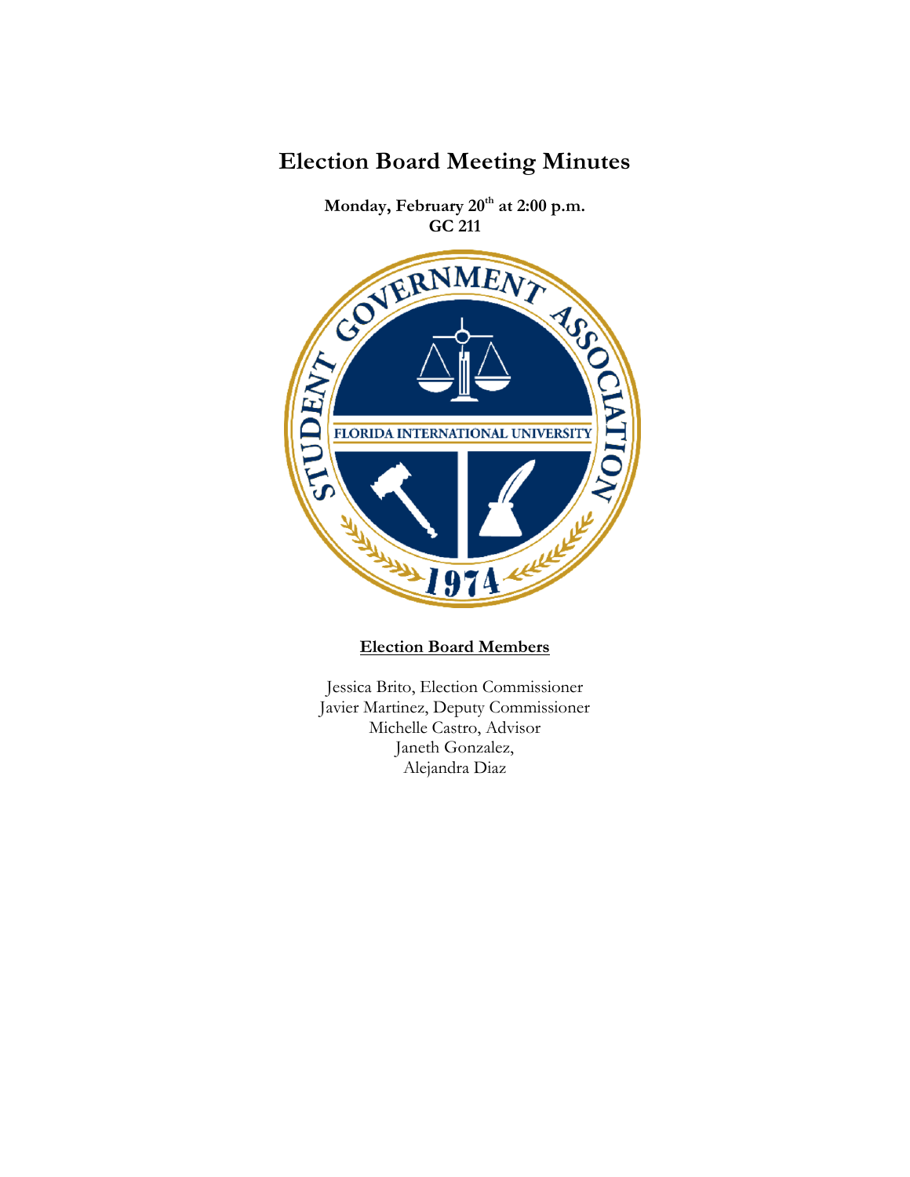# Election Board Meeting Minutes

**Monday, February 20th at 2:00 p.m.**
**GC 211**

**Election Board Members**

Jessica Brito, Election Commissioner
Javier Martinez, Deputy Commissioner
Michelle Castro, Advisor
Janeth Gonzalez,
Alejandra Diaz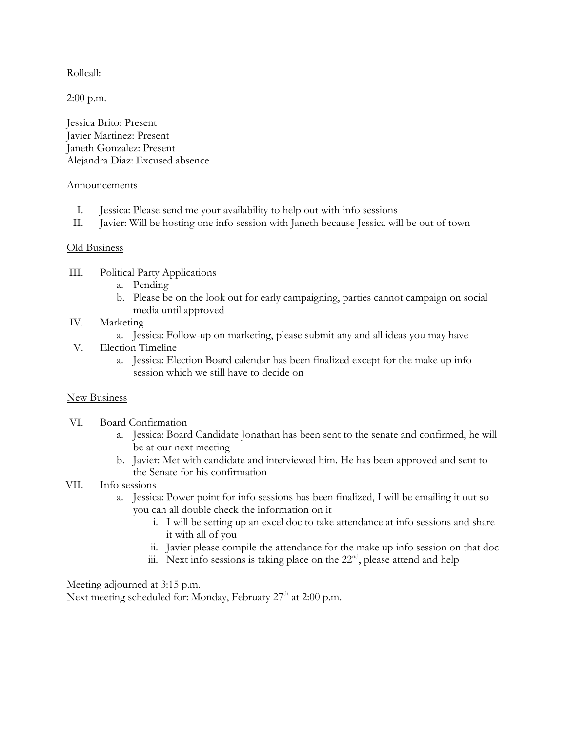Rollcall:

2:00 p.m.

Jessica Brito: Present
Javier Martinez: Present
Janeth Gonzalez: Present
Alejandra Diaz: Excused absence

Announcements

I. Jessica: Please send me your availability to help out with info sessions
II. Javier: Will be hosting one info session with Janeth because Jessica will be out of town

Old Business

III. Political Party Applications
    a. Pending
    b. Please be on the look out for early campaigning, parties cannot campaign on social media until approved
IV. Marketing
    a. Jessica: Follow-up on marketing, please submit any and all ideas you may have
V. Election Timeline
    a. Jessica: Election Board calendar has been finalized except for the make up info session which we still have to decide on

New Business

VI. Board Confirmation
    a. Jessica: Board Candidate Jonathan has been sent to the senate and confirmed, he will be at our next meeting
    b. Javier: Met with candidate and interviewed him. He has been approved and sent to the Senate for his confirmation
VII. Info sessions
    a. Jessica: Power point for info sessions has been finalized, I will be emailing it out so you can all double check the information on it
        i. I will be setting up an excel doc to take attendance at info sessions and share it with all of you
        ii. Javier please compile the attendance for the make up info session on that doc
        iii. Next info sessions is taking place on the 22nd, please attend and help

Meeting adjourned at 3:15 p.m.
Next meeting scheduled for: Monday, February 27th at 2:00 p.m.